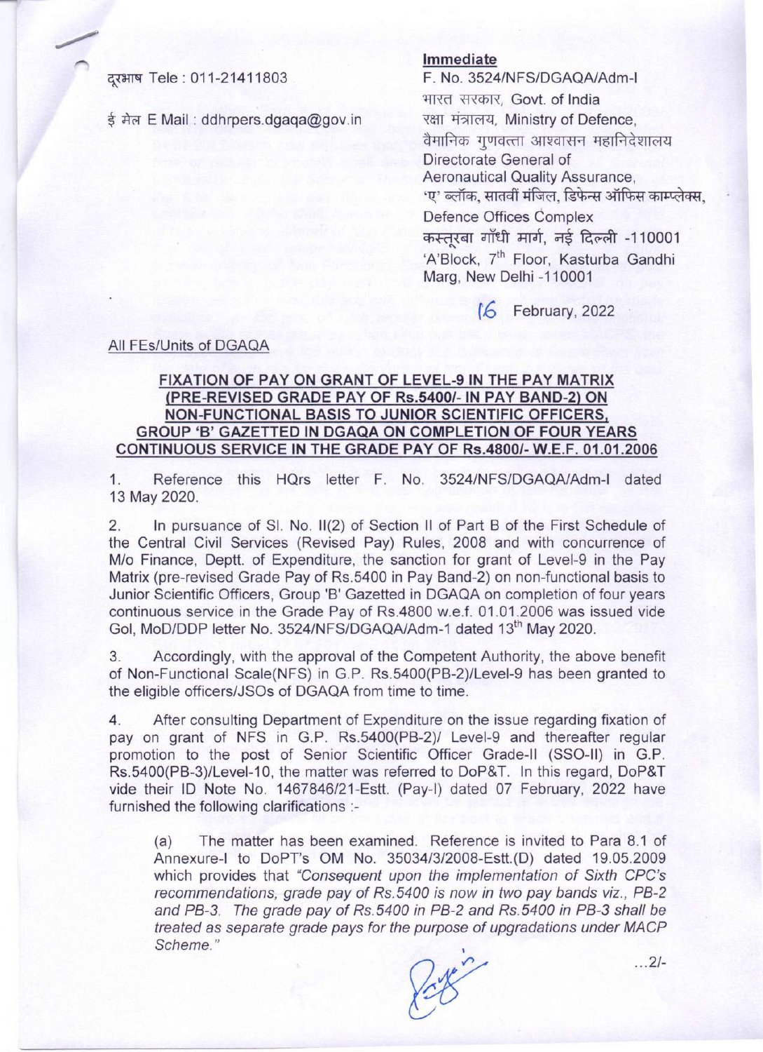दूरभाष Tele : 011-21411803

ई मेल E Mail : ddhrpers.dgaqa@gov.in

**Immediate**

F. No. 3524/NFS/DGAQA/Adm-I

भारत सरकार, Govt. of India

रक्षा मंत्रालय, Ministry of Defence,

वैमानिक गुणवत्ता आश्वासन महानिदेशालय

Directorate General of Aeronautical Quality Assurance,

'ए' ब्लॉक, सातवीं मंजिल, डिफेन्स ऑफिस काम्प्लेक्स,

Defence Offices Complex

कस्तूरबा गाँधी मार्ग, नई दिल्ली -110001

'A'Block, 7th Floor, Kasturba Gandhi Marg, New Delhi -110001

16 February, 2022

All FEs/Units of DGAQA

**FIXATION OF PAY ON GRANT OF LEVEL-9 IN THE PAY MATRIX (PRE-REVISED GRADE PAY OF Rs.5400/- IN PAY BAND-2) ON NON-FUNCTIONAL BASIS TO JUNIOR SCIENTIFIC OFFICERS, GROUP 'B' GAZETTED IN DGAQA ON COMPLETION OF FOUR YEARS CONTINUOUS SERVICE IN THE GRADE PAY OF Rs.4800/- W.E.F. 01.01.2006**

1. Reference this HQrs letter F. No. 3524/NFS/DGAQA/Adm-I dated 13 May 2020.

2. In pursuance of Sl. No. II(2) of Section II of Part B of the First Schedule of the Central Civil Services (Revised Pay) Rules, 2008 and with concurrence of M/o Finance, Deptt. of Expenditure, the sanction for grant of Level-9 in the Pay Matrix (pre-revised Grade Pay of Rs.5400 in Pay Band-2) on non-functional basis to Junior Scientific Officers, Group 'B' Gazetted in DGAQA on completion of four years continuous service in the Grade Pay of Rs.4800 w.e.f. 01.01.2006 was issued vide GoI, MoD/DDP letter No. 3524/NFS/DGAQA/Adm-1 dated 13th May 2020.

3. Accordingly, with the approval of the Competent Authority, the above benefit of Non-Functional Scale(NFS) in G.P. Rs.5400(PB-2)/Level-9 has been granted to the eligible officers/JSOs of DGAQA from time to time.

4. After consulting Department of Expenditure on the issue regarding fixation of pay on grant of NFS in G.P. Rs.5400(PB-2)/ Level-9 and thereafter regular promotion to the post of Senior Scientific Officer Grade-II (SSO-II) in G.P. Rs.5400(PB-3)/Level-10, the matter was referred to DoP&T. In this regard, DoP&T vide their ID Note No. 1467846/21-Estt. (Pay-I) dated 07 February, 2022 have furnished the following clarifications :-

   (a) The matter has been examined. Reference is invited to Para 8.1 of Annexure-I to DoPT's OM No. 35034/3/2008-Estt.(D) dated 19.05.2009 which provides that *"Consequent upon the implementation of Sixth CPC's recommendations, grade pay of Rs.5400 is now in two pay bands viz., PB-2 and PB-3. The grade pay of Rs.5400 in PB-2 and Rs.5400 in PB-3 shall be treated as separate grade pays for the purpose of upgradations under MACP Scheme."*

...2/-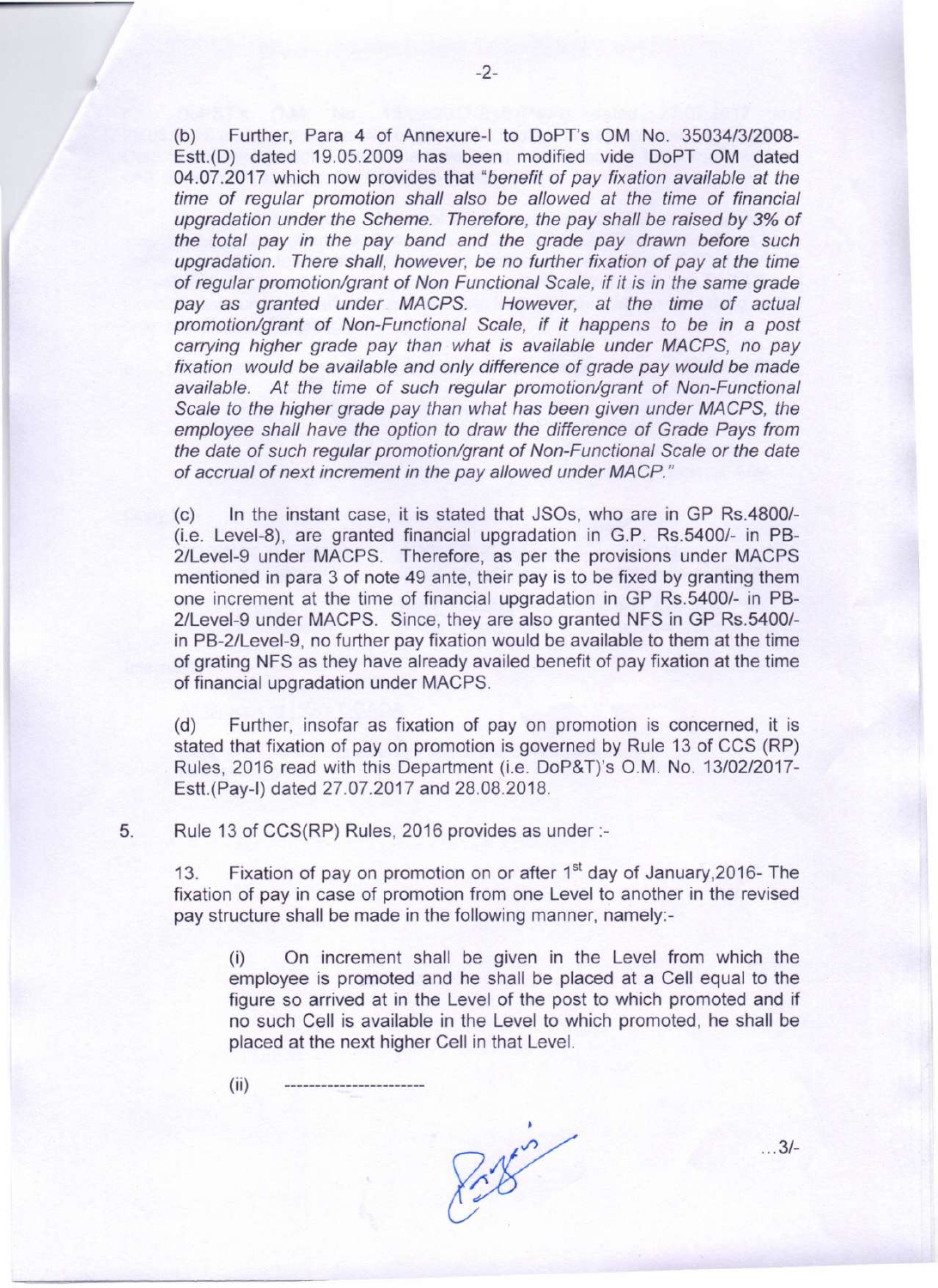(b) Further, Para 4 of Annexure-I to DoPT's OM No. 35034/3/2008-Estt.(D) dated 19.05.2009 has been modified vide DoPT OM dated 04.07.2017 which now provides that "*benefit of pay fixation available at the time of regular promotion shall also be allowed at the time of financial upgradation under the Scheme. Therefore, the pay shall be raised by 3% of the total pay in the pay band and the grade pay drawn before such upgradation. There shall, however, be no further fixation of pay at the time of regular promotion/grant of Non Functional Scale, if it is in the same grade pay as granted under MACPS. However, at the time of actual promotion/grant of Non-Functional Scale, if it happens to be in a post carrying higher grade pay than what is available under MACPS, no pay fixation would be available and only difference of grade pay would be made available. At the time of such regular promotion/grant of Non-Functional Scale to the higher grade pay than what has been given under MACPS, the employee shall have the option to draw the difference of Grade Pays from the date of such regular promotion/grant of Non-Functional Scale or the date of accrual of next increment in the pay allowed under MACP.*"

(c) In the instant case, it is stated that JSOs, who are in GP Rs.4800/- (i.e. Level-8), are granted financial upgradation in G.P. Rs.5400/- in PB-2/Level-9 under MACPS. Therefore, as per the provisions under MACPS mentioned in para 3 of note 49 ante, their pay is to be fixed by granting them one increment at the time of financial upgradation in GP Rs.5400/- in PB-2/Level-9 under MACPS. Since, they are also granted NFS in GP Rs.5400/- in PB-2/Level-9, no further pay fixation would be available to them at the time of grating NFS as they have already availed benefit of pay fixation at the time of financial upgradation under MACPS.

(d) Further, insofar as fixation of pay on promotion is concerned, it is stated that fixation of pay on promotion is governed by Rule 13 of CCS (RP) Rules, 2016 read with this Department (i.e. DoP&T)'s O.M. No. 13/02/2017-Estt.(Pay-I) dated 27.07.2017 and 28.08.2018.

5. Rule 13 of CCS(RP) Rules, 2016 provides as under :-

13. Fixation of pay on promotion on or after 1st day of January,2016- The fixation of pay in case of promotion from one Level to another in the revised pay structure shall be made in the following manner, namely:-

(i) On increment shall be given in the Level from which the employee is promoted and he shall be placed at a Cell equal to the figure so arrived at in the Level of the post to which promoted and if no such Cell is available in the Level to which promoted, he shall be placed at the next higher Cell in that Level.

(ii) ----------------------

...3/-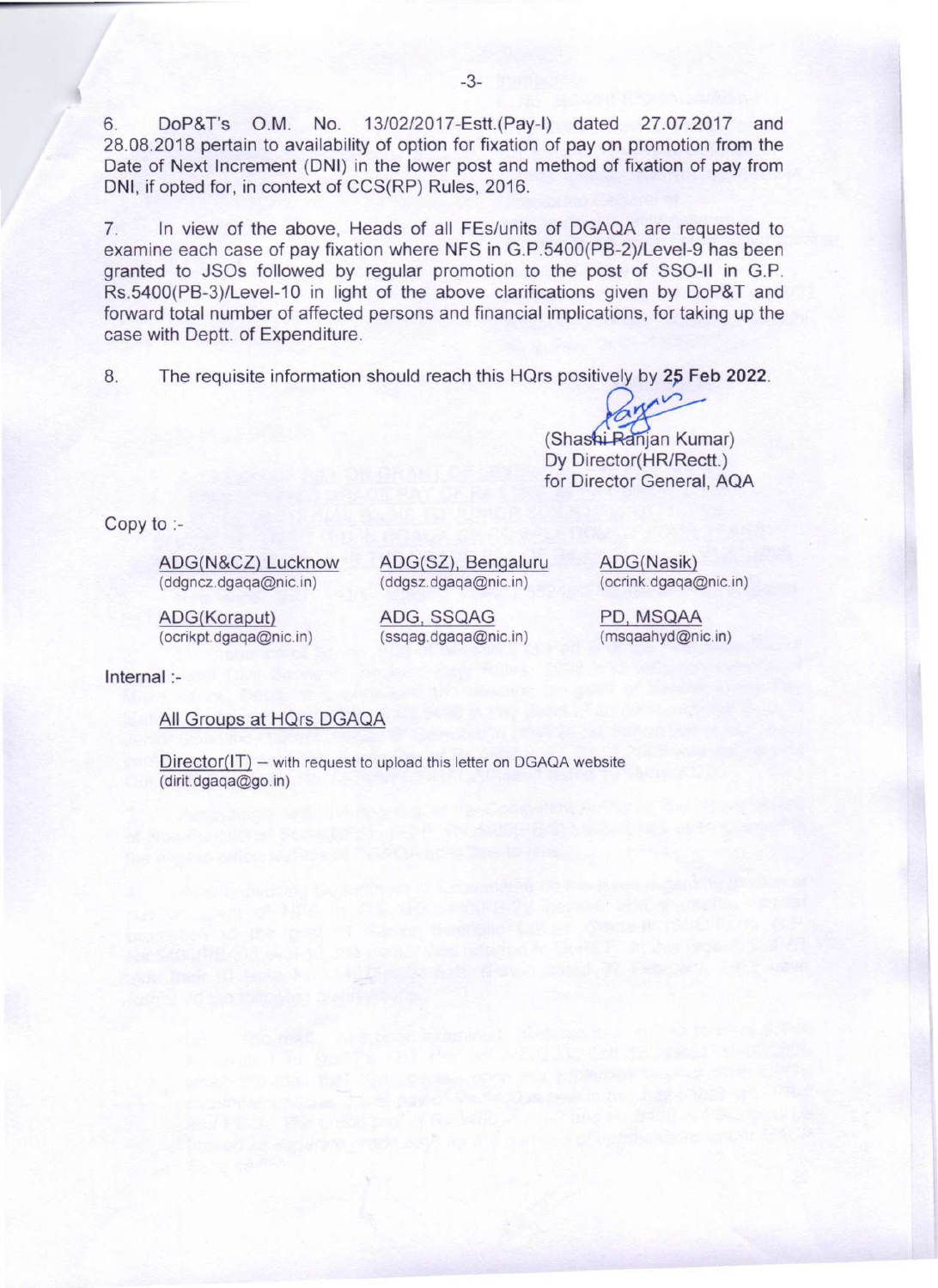6. DoP&T's O.M. No. 13/02/2017-Estt.(Pay-I) dated 27.07.2017 and 28.08.2018 pertain to availability of option for fixation of pay on promotion from the Date of Next Increment (DNI) in the lower post and method of fixation of pay from DNI, if opted for, in context of CCS(RP) Rules, 2016.

7. In view of the above, Heads of all FEs/units of DGAQA are requested to examine each case of pay fixation where NFS in G.P.5400(PB-2)/Level-9 has been granted to JSOs followed by regular promotion to the post of SSO-II in G.P. Rs.5400(PB-3)/Level-10 in light of the above clarifications given by DoP&T and forward total number of affected persons and financial implications, for taking up the case with Deptt. of Expenditure.

8. The requisite information should reach this HQrs positively by **25 Feb 2022**.

(Shashi Ranjan Kumar)
Dy Director(HR/Rectt.)
for Director General, AQA

Copy to :-

ADG(N&CZ) Lucknow (ddgncz.dgaqa@nic.in)
ADG(SZ), Bengaluru (ddgsz.dgaqa@nic.in)
ADG(Nasik) (ocrink.dgaqa@nic.in)
ADG(Koraput) (ocrikpt.dgaqa@nic.in)
ADG, SSQAG (ssqag.dgaqa@nic.in)
PD, MSQAA (msqaahyd@nic.in)

Internal :-

All Groups at HQrs DGAQA

Director(IT) – with request to upload this letter on DGAQA website (dirit.dgaqa@go.in)